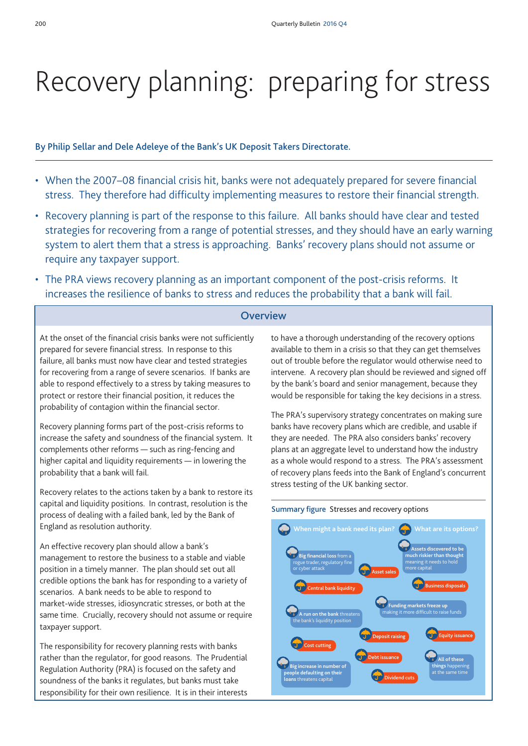# Recovery planning: preparing for stress

**By Philip Sellar and Dele Adeleye of the Bank's UK Deposit Takers Directorate.**

- When the 2007–08 financial crisis hit, banks were not adequately prepared for severe financial stress. They therefore had difficulty implementing measures to restore their financial strength.
- Recovery planning is part of the response to this failure. All banks should have clear and tested strategies for recovering from a range of potential stresses, and they should have an early warning system to alert them that a stress is approaching. Banks' recovery plans should not assume or require any taxpayer support.
- The PRA views recovery planning as an important component of the post-crisis reforms. It increases the resilience of banks to stress and reduces the probability that a bank will fail.

## Overview

At the onset of the financial crisis banks were not sufficiently prepared for severe financial stress. In response to this failure, all banks must now have clear and tested strategies for recovering from a range of severe scenarios. If banks are able to respond effectively to a stress by taking measures to protect or restore their financial position, it reduces the probability of contagion within the financial sector.

Recovery planning forms part of the post-crisis reforms to increase the safety and soundness of the financial system. It complements other reforms — such as ring-fencing and higher capital and liquidity requirements — in lowering the probability that a bank will fail.

Recovery relates to the actions taken by a bank to restore its capital and liquidity positions. In contrast, resolution is the process of dealing with a failed bank, led by the Bank of England as resolution authority.

An effective recovery plan should allow a bank's management to restore the business to a stable and viable position in a timely manner. The plan should set out all credible options the bank has for responding to a variety of scenarios. A bank needs to be able to respond to market-wide stresses, idiosyncratic stresses, or both at the same time. Crucially, recovery should not assume or require taxpayer support.

The responsibility for recovery planning rests with banks rather than the regulator, for good reasons. The Prudential Regulation Authority (PRA) is focused on the safety and soundness of the banks it regulates, but banks must take responsibility for their own resilience. It is in their interests to have a thorough understanding of the recovery options available to them in a crisis so that they can get themselves out of trouble before the regulator would otherwise need to intervene. A recovery plan should be reviewed and signed off by the bank's board and senior management, because they would be responsible for taking the key decisions in a stress.

The PRA's supervisory strategy concentrates on making sure banks have recovery plans which are credible, and usable if they are needed. The PRA also considers banks' recovery plans at an aggregate level to understand how the industry as a whole would respond to a stress. The PRA's assessment of recovery plans feeds into the Bank of England's concurrent stress testing of the UK banking sector.

**Summary figure** Stresses and recovery options

When might a bank need its plan?
- **Big financial loss** from a rogue trader, regulatory fine or cyber attack
- **Assets discovered to be much riskier than thought** meaning it needs to hold more capital
- **Funding markets freeze up** making it more difficult to raise funds
- **A run on the bank** threatens the bank's liquidity position
- **Big increase in number of people defaulting on their loans** threatens capital
- **All of these things happening** at the same time

What are its options?
- Asset sales
- Central bank liquidity
- Business disposals
- Deposit raising
- Equity issuance
- Cost cutting
- Debt issuance
- Dividend cuts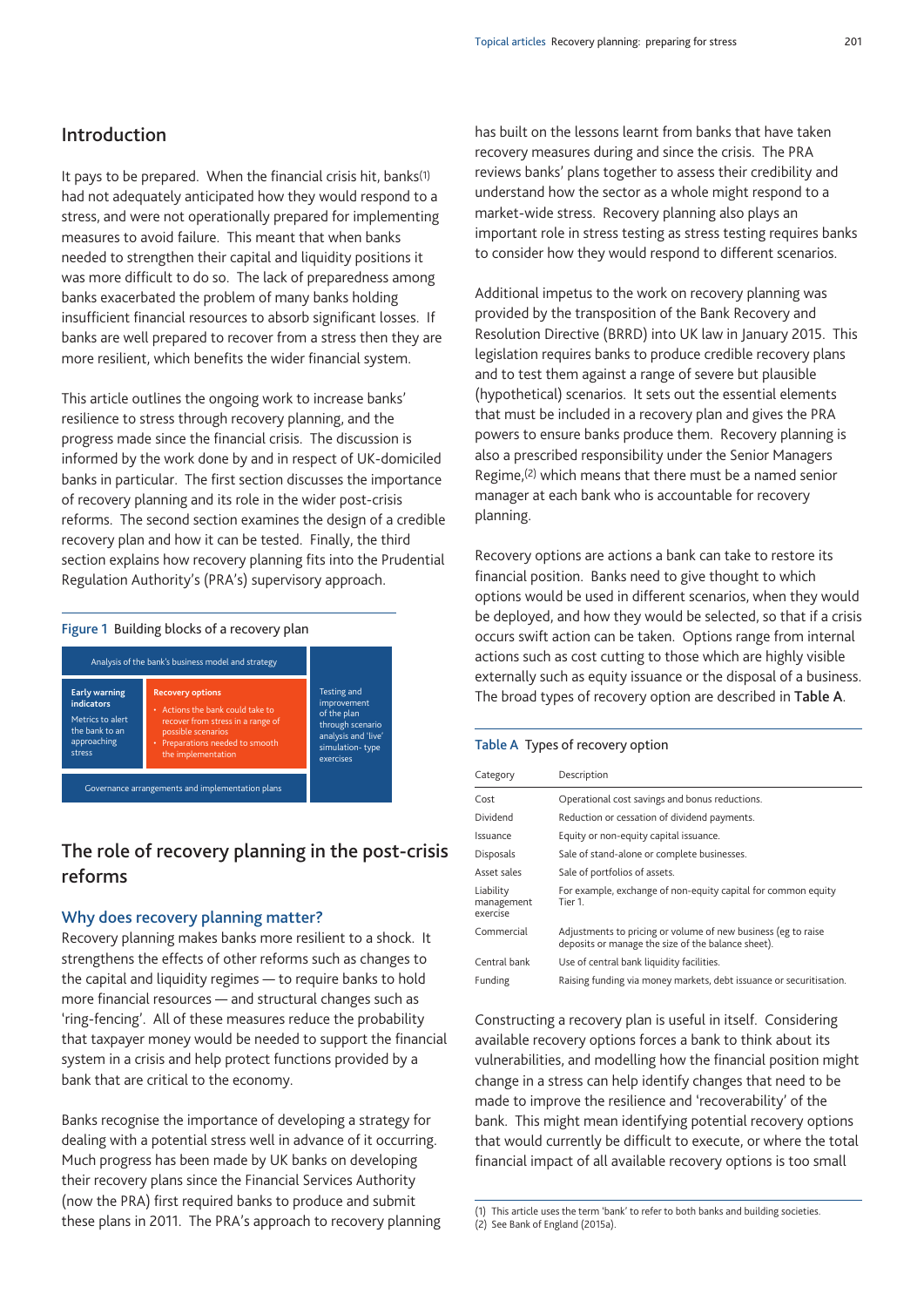## Introduction

It pays to be prepared. When the financial crisis hit, banks[1] had not adequately anticipated how they would respond to a stress, and were not operationally prepared for implementing measures to avoid failure. This meant that when banks needed to strengthen their capital and liquidity positions it was more difficult to do so. The lack of preparedness among banks exacerbated the problem of many banks holding insufficient financial resources to absorb significant losses. If banks are well prepared to recover from a stress then they are more resilient, which benefits the wider financial system.

This article outlines the ongoing work to increase banks' resilience to stress through recovery planning, and the progress made since the financial crisis. The discussion is informed by the work done by and in respect of UK-domiciled banks in particular. The first section discusses the importance of recovery planning and its role in the wider post-crisis reforms. The second section examines the design of a credible recovery plan and how it can be tested. Finally, the third section explains how recovery planning fits into the Prudential Regulation Authority's (PRA's) supervisory approach.

**Figure 1** Building blocks of a recovery plan

| Analysis of the bank's business model and strategy | | Testing and improvement of the plan through scenario analysis and 'live' simulation-type exercises |
|---|---|---|
| **Early warning indicators** Metrics to alert the bank to an approaching stress | **Recovery options** • Actions the bank could take to recover from stress in a range of possible scenarios • Preparations needed to smooth the implementation | |
| Governance arrangements and implementation plans | | |

## The role of recovery planning in the post-crisis reforms

### Why does recovery planning matter?

Recovery planning makes banks more resilient to a shock. It strengthens the effects of other reforms such as changes to the capital and liquidity regimes — to require banks to hold more financial resources — and structural changes such as 'ring-fencing'. All of these measures reduce the probability that taxpayer money would be needed to support the financial system in a crisis and help protect functions provided by a bank that are critical to the economy.

Banks recognise the importance of developing a strategy for dealing with a potential stress well in advance of it occurring. Much progress has been made by UK banks on developing their recovery plans since the Financial Services Authority (now the PRA) first required banks to produce and submit these plans in 2011. The PRA's approach to recovery planning has built on the lessons learnt from banks that have taken recovery measures during and since the crisis. The PRA reviews banks' plans together to assess their credibility and understand how the sector as a whole might respond to a market-wide stress. Recovery planning also plays an important role in stress testing as stress testing requires banks to consider how they would respond to different scenarios.

Additional impetus to the work on recovery planning was provided by the transposition of the Bank Recovery and Resolution Directive (BRRD) into UK law in January 2015. This legislation requires banks to produce credible recovery plans and to test them against a range of severe but plausible (hypothetical) scenarios. It sets out the essential elements that must be included in a recovery plan and gives the PRA powers to ensure banks produce them. Recovery planning is also a prescribed responsibility under the Senior Managers Regime,[2] which means that there must be a named senior manager at each bank who is accountable for recovery planning.

Recovery options are actions a bank can take to restore its financial position. Banks need to give thought to which options would be used in different scenarios, when they would be deployed, and how they would be selected, so that if a crisis occurs swift action can be taken. Options range from internal actions such as cost cutting to those which are highly visible externally such as equity issuance or the disposal of a business. The broad types of recovery option are described in **Table A**.

**Table A** Types of recovery option

| Category | Description |
|---|---|
| Cost | Operational cost savings and bonus reductions. |
| Dividend | Reduction or cessation of dividend payments. |
| Issuance | Equity or non-equity capital issuance. |
| Disposals | Sale of stand-alone or complete businesses. |
| Asset sales | Sale of portfolios of assets. |
| Liability management exercise | For example, exchange of non-equity capital for common equity Tier 1. |
| Commercial | Adjustments to pricing or volume of new business (eg to raise deposits or manage the size of the balance sheet). |
| Central bank | Use of central bank liquidity facilities. |
| Funding | Raising funding via money markets, debt issuance or securitisation. |

Constructing a recovery plan is useful in itself. Considering available recovery options forces a bank to think about its vulnerabilities, and modelling how the financial position might change in a stress can help identify changes that need to be made to improve the resilience and 'recoverability' of the bank. This might mean identifying potential recovery options that would currently be difficult to execute, or where the total financial impact of all available recovery options is too small

(1) This article uses the term 'bank' to refer to both banks and building societies.
(2) See Bank of England (2015a).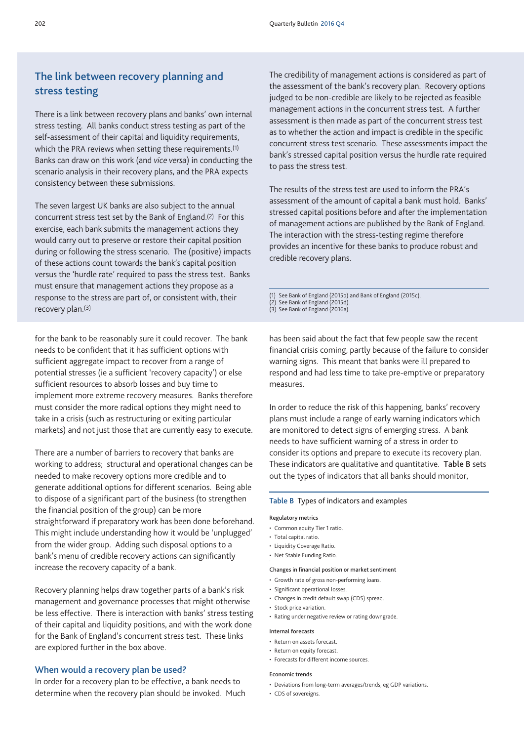## The link between recovery planning and stress testing

There is a link between recovery plans and banks' own internal stress testing. All banks conduct stress testing as part of the self-assessment of their capital and liquidity requirements, which the PRA reviews when setting these requirements.[1] Banks can draw on this work (and *vice versa*) in conducting the scenario analysis in their recovery plans, and the PRA expects consistency between these submissions.

The seven largest UK banks are also subject to the annual concurrent stress test set by the Bank of England.[2] For this exercise, each bank submits the management actions they would carry out to preserve or restore their capital position during or following the stress scenario. The (positive) impacts of these actions count towards the bank's capital position versus the 'hurdle rate' required to pass the stress test. Banks must ensure that management actions they propose as a response to the stress are part of, or consistent with, their recovery plan.[3]

The credibility of management actions is considered as part of the assessment of the bank's recovery plan. Recovery options judged to be non-credible are likely to be rejected as feasible management actions in the concurrent stress test. A further assessment is then made as part of the concurrent stress test as to whether the action and impact is credible in the specific concurrent stress test scenario. These assessments impact the bank's stressed capital position versus the hurdle rate required to pass the stress test.

The results of the stress test are used to inform the PRA's assessment of the amount of capital a bank must hold. Banks' stressed capital positions before and after the implementation of management actions are published by the Bank of England. The interaction with the stress-testing regime therefore provides an incentive for these banks to produce robust and credible recovery plans.

(1) See Bank of England (2015b) and Bank of England (2015c).
(2) See Bank of England (2015d).
(3) See Bank of England (2016a).

for the bank to be reasonably sure it could recover. The bank needs to be confident that it has sufficient options with sufficient aggregate impact to recover from a range of potential stresses (ie a sufficient 'recovery capacity') or else sufficient resources to absorb losses and buy time to implement more extreme recovery measures. Banks therefore must consider the more radical options they might need to take in a crisis (such as restructuring or exiting particular markets) and not just those that are currently easy to execute.

There are a number of barriers to recovery that banks are working to address; structural and operational changes can be needed to make recovery options more credible and to generate additional options for different scenarios. Being able to dispose of a significant part of the business (to strengthen the financial position of the group) can be more straightforward if preparatory work has been done beforehand. This might include understanding how it would be 'unplugged' from the wider group. Adding such disposal options to a bank's menu of credible recovery actions can significantly increase the recovery capacity of a bank.

Recovery planning helps draw together parts of a bank's risk management and governance processes that might otherwise be less effective. There is interaction with banks' stress testing of their capital and liquidity positions, and with the work done for the Bank of England's concurrent stress test. These links are explored further in the box above.

### When would a recovery plan be used?

In order for a recovery plan to be effective, a bank needs to determine when the recovery plan should be invoked. Much has been said about the fact that few people saw the recent financial crisis coming, partly because of the failure to consider warning signs. This meant that banks were ill prepared to respond and had less time to take pre-emptive or preparatory measures.

In order to reduce the risk of this happening, banks' recovery plans must include a range of early warning indicators which are monitored to detect signs of emerging stress. A bank needs to have sufficient warning of a stress in order to consider its options and prepare to execute its recovery plan. These indicators are qualitative and quantitative. **Table B** sets out the types of indicators that all banks should monitor,

**Table B** Types of indicators and examples

**Regulatory metrics**

- Common equity Tier 1 ratio.
- Total capital ratio.
- Liquidity Coverage Ratio.
- Net Stable Funding Ratio.

**Changes in financial position or market sentiment**

- Growth rate of gross non-performing loans.
- Significant operational losses.
- Changes in credit default swap (CDS) spread.
- Stock price variation.
- Rating under negative review or rating downgrade.

**Internal forecasts**

- Return on assets forecast.
- Return on equity forecast.
- Forecasts for different income sources.

**Economic trends**

- Deviations from long-term averages/trends, eg GDP variations.
- CDS of sovereigns.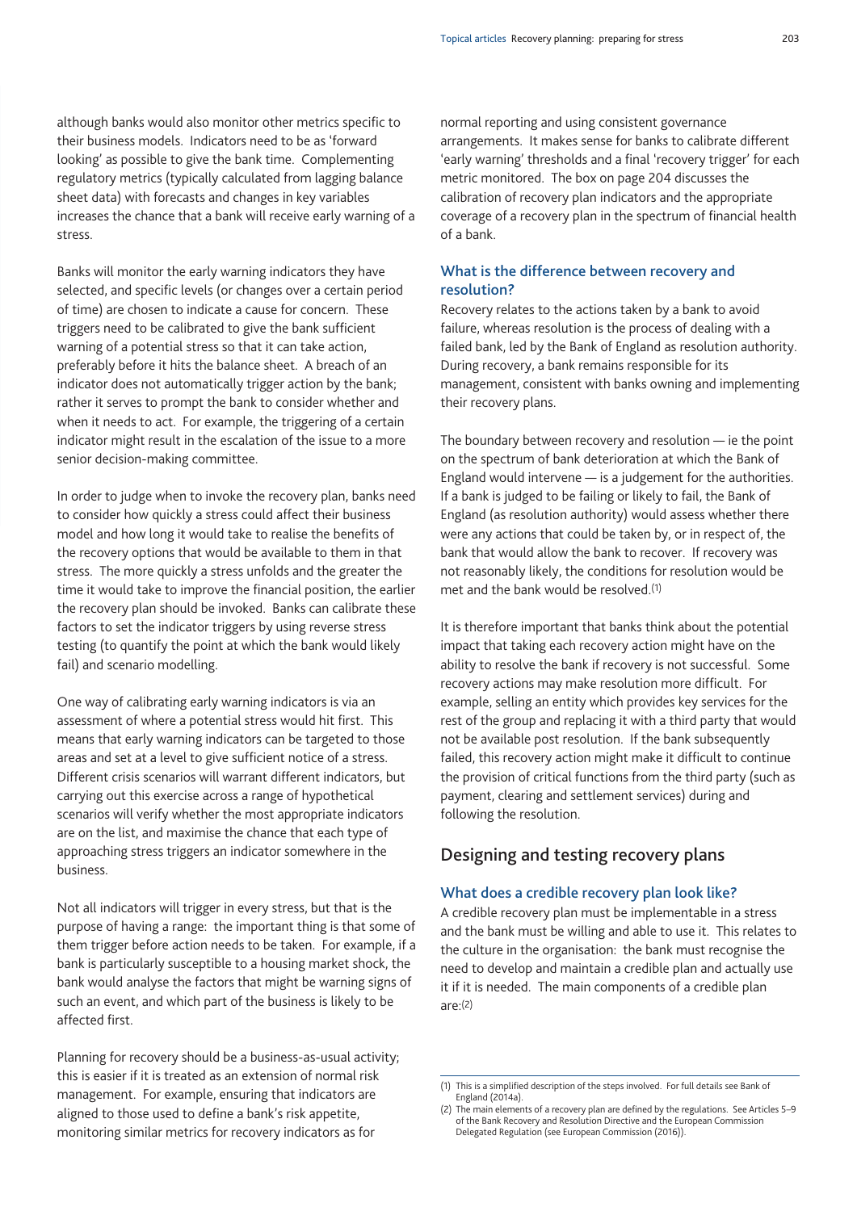although banks would also monitor other metrics specific to their business models. Indicators need to be as 'forward looking' as possible to give the bank time. Complementing regulatory metrics (typically calculated from lagging balance sheet data) with forecasts and changes in key variables increases the chance that a bank will receive early warning of a stress.

Banks will monitor the early warning indicators they have selected, and specific levels (or changes over a certain period of time) are chosen to indicate a cause for concern. These triggers need to be calibrated to give the bank sufficient warning of a potential stress so that it can take action, preferably before it hits the balance sheet. A breach of an indicator does not automatically trigger action by the bank; rather it serves to prompt the bank to consider whether and when it needs to act. For example, the triggering of a certain indicator might result in the escalation of the issue to a more senior decision-making committee.

In order to judge when to invoke the recovery plan, banks need to consider how quickly a stress could affect their business model and how long it would take to realise the benefits of the recovery options that would be available to them in that stress. The more quickly a stress unfolds and the greater the time it would take to improve the financial position, the earlier the recovery plan should be invoked. Banks can calibrate these factors to set the indicator triggers by using reverse stress testing (to quantify the point at which the bank would likely fail) and scenario modelling.

One way of calibrating early warning indicators is via an assessment of where a potential stress would hit first. This means that early warning indicators can be targeted to those areas and set at a level to give sufficient notice of a stress. Different crisis scenarios will warrant different indicators, but carrying out this exercise across a range of hypothetical scenarios will verify whether the most appropriate indicators are on the list, and maximise the chance that each type of approaching stress triggers an indicator somewhere in the business.

Not all indicators will trigger in every stress, but that is the purpose of having a range: the important thing is that some of them trigger before action needs to be taken. For example, if a bank is particularly susceptible to a housing market shock, the bank would analyse the factors that might be warning signs of such an event, and which part of the business is likely to be affected first.

Planning for recovery should be a business-as-usual activity; this is easier if it is treated as an extension of normal risk management. For example, ensuring that indicators are aligned to those used to define a bank's risk appetite, monitoring similar metrics for recovery indicators as for normal reporting and using consistent governance arrangements. It makes sense for banks to calibrate different 'early warning' thresholds and a final 'recovery trigger' for each metric monitored. The box on page 204 discusses the calibration of recovery plan indicators and the appropriate coverage of a recovery plan in the spectrum of financial health of a bank.

### What is the difference between recovery and resolution?

Recovery relates to the actions taken by a bank to avoid failure, whereas resolution is the process of dealing with a failed bank, led by the Bank of England as resolution authority. During recovery, a bank remains responsible for its management, consistent with banks owning and implementing their recovery plans.

The boundary between recovery and resolution — ie the point on the spectrum of bank deterioration at which the Bank of England would intervene — is a judgement for the authorities. If a bank is judged to be failing or likely to fail, the Bank of England (as resolution authority) would assess whether there were any actions that could be taken by, or in respect of, the bank that would allow the bank to recover. If recovery was not reasonably likely, the conditions for resolution would be met and the bank would be resolved.[1]

It is therefore important that banks think about the potential impact that taking each recovery action might have on the ability to resolve the bank if recovery is not successful. Some recovery actions may make resolution more difficult. For example, selling an entity which provides key services for the rest of the group and replacing it with a third party that would not be available post resolution. If the bank subsequently failed, this recovery action might make it difficult to continue the provision of critical functions from the third party (such as payment, clearing and settlement services) during and following the resolution.

## Designing and testing recovery plans

### What does a credible recovery plan look like?

A credible recovery plan must be implementable in a stress and the bank must be willing and able to use it. This relates to the culture in the organisation: the bank must recognise the need to develop and maintain a credible plan and actually use it if it is needed. The main components of a credible plan are:[2]

(1) This is a simplified description of the steps involved. For full details see Bank of England (2014a).

(2) The main elements of a recovery plan are defined by the regulations. See Articles 5–9 of the Bank Recovery and Resolution Directive and the European Commission Delegated Regulation (see European Commission (2016)).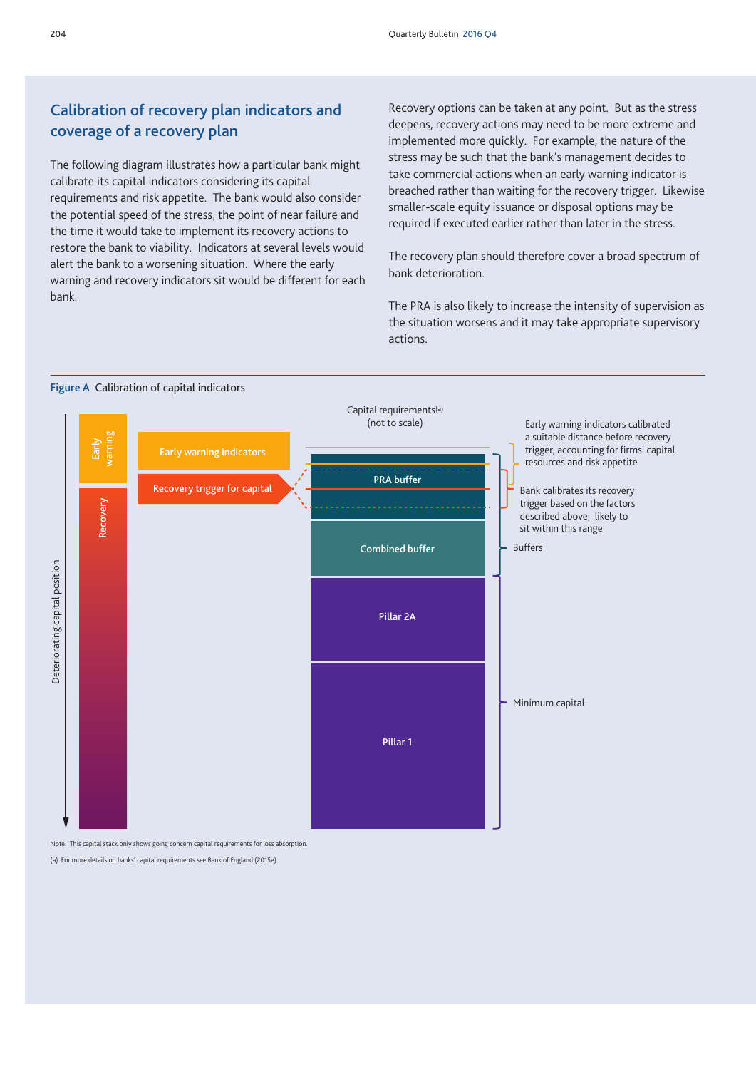## Calibration of recovery plan indicators and coverage of a recovery plan

The following diagram illustrates how a particular bank might calibrate its capital indicators considering its capital requirements and risk appetite. The bank would also consider the potential speed of the stress, the point of near failure and the time it would take to implement its recovery actions to restore the bank to viability. Indicators at several levels would alert the bank to a worsening situation. Where the early warning and recovery indicators sit would be different for each bank.

Recovery options can be taken at any point. But as the stress deepens, recovery actions may need to be more extreme and implemented more quickly. For example, the nature of the stress may be such that the bank's management decides to take commercial actions when an early warning indicator is breached rather than waiting for the recovery trigger. Likewise smaller-scale equity issuance or disposal options may be required if executed earlier rather than later in the stress.

The recovery plan should therefore cover a broad spectrum of bank deterioration.

The PRA is also likely to increase the intensity of supervision as the situation worsens and it may take appropriate supervisory actions.

**Figure A** Calibration of capital indicators

Capital requirements(a) (not to scale)

Early warning | Recovery | Deteriorating capital position

Early warning indicators

Recovery trigger for capital

PRA buffer

Combined buffer

Pillar 2A

Pillar 1

Early warning indicators calibrated a suitable distance before recovery trigger, accounting for firms' capital resources and risk appetite

Bank calibrates its recovery trigger based on the factors described above; likely to sit within this range

Buffers

Minimum capital

Note: This capital stack only shows going concern capital requirements for loss absorption.

(a) For more details on banks' capital requirements see Bank of England (2015e).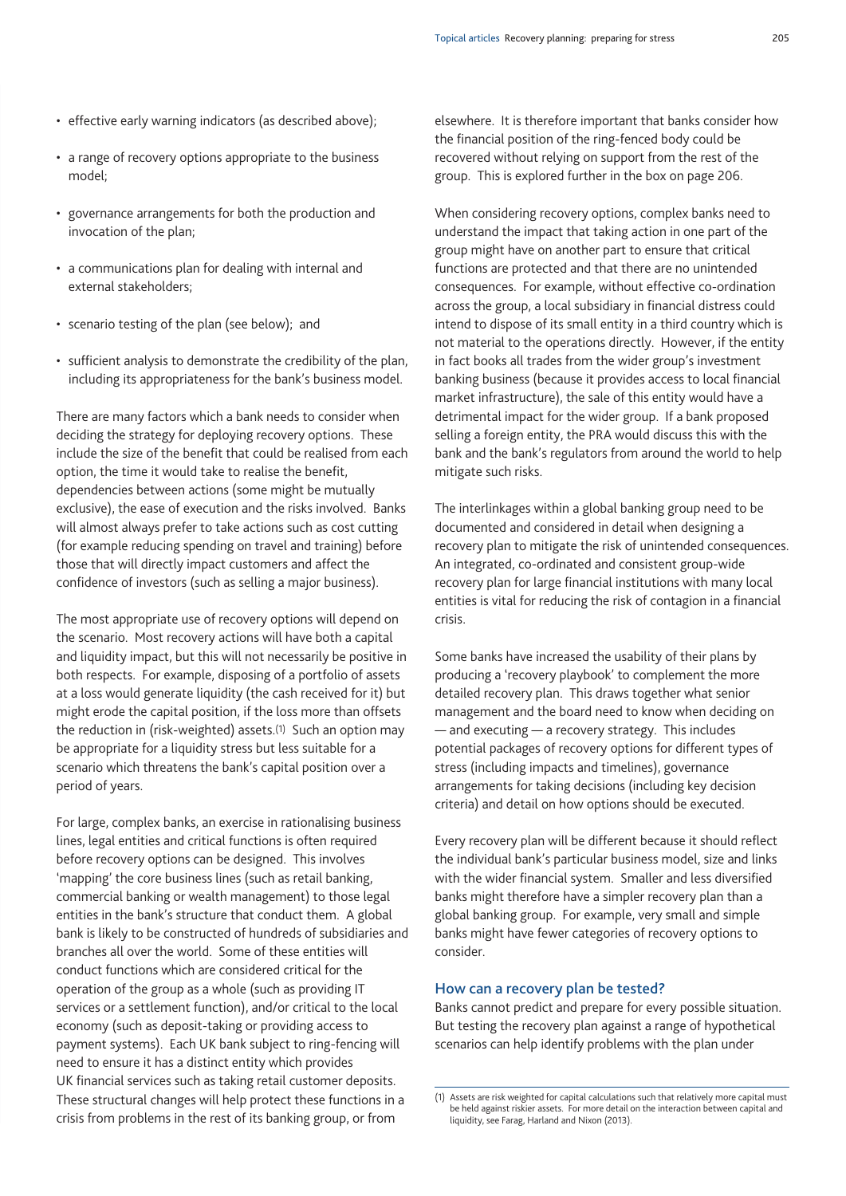- effective early warning indicators (as described above);
- a range of recovery options appropriate to the business model;
- governance arrangements for both the production and invocation of the plan;
- a communications plan for dealing with internal and external stakeholders;
- scenario testing of the plan (see below); and
- sufficient analysis to demonstrate the credibility of the plan, including its appropriateness for the bank's business model.

There are many factors which a bank needs to consider when deciding the strategy for deploying recovery options. These include the size of the benefit that could be realised from each option, the time it would take to realise the benefit, dependencies between actions (some might be mutually exclusive), the ease of execution and the risks involved. Banks will almost always prefer to take actions such as cost cutting (for example reducing spending on travel and training) before those that will directly impact customers and affect the confidence of investors (such as selling a major business).

The most appropriate use of recovery options will depend on the scenario. Most recovery actions will have both a capital and liquidity impact, but this will not necessarily be positive in both respects. For example, disposing of a portfolio of assets at a loss would generate liquidity (the cash received for it) but might erode the capital position, if the loss more than offsets the reduction in (risk-weighted) assets.[1] Such an option may be appropriate for a liquidity stress but less suitable for a scenario which threatens the bank's capital position over a period of years.

For large, complex banks, an exercise in rationalising business lines, legal entities and critical functions is often required before recovery options can be designed. This involves 'mapping' the core business lines (such as retail banking, commercial banking or wealth management) to those legal entities in the bank's structure that conduct them. A global bank is likely to be constructed of hundreds of subsidiaries and branches all over the world. Some of these entities will conduct functions which are considered critical for the operation of the group as a whole (such as providing IT services or a settlement function), and/or critical to the local economy (such as deposit-taking or providing access to payment systems). Each UK bank subject to ring-fencing will need to ensure it has a distinct entity which provides UK financial services such as taking retail customer deposits. These structural changes will help protect these functions in a crisis from problems in the rest of its banking group, or from elsewhere. It is therefore important that banks consider how the financial position of the ring-fenced body could be recovered without relying on support from the rest of the group. This is explored further in the box on page 206.

When considering recovery options, complex banks need to understand the impact that taking action in one part of the group might have on another part to ensure that critical functions are protected and that there are no unintended consequences. For example, without effective co-ordination across the group, a local subsidiary in financial distress could intend to dispose of its small entity in a third country which is not material to the operations directly. However, if the entity in fact books all trades from the wider group's investment banking business (because it provides access to local financial market infrastructure), the sale of this entity would have a detrimental impact for the wider group. If a bank proposed selling a foreign entity, the PRA would discuss this with the bank and the bank's regulators from around the world to help mitigate such risks.

The interlinkages within a global banking group need to be documented and considered in detail when designing a recovery plan to mitigate the risk of unintended consequences. An integrated, co-ordinated and consistent group-wide recovery plan for large financial institutions with many local entities is vital for reducing the risk of contagion in a financial crisis.

Some banks have increased the usability of their plans by producing a 'recovery playbook' to complement the more detailed recovery plan. This draws together what senior management and the board need to know when deciding on — and executing — a recovery strategy. This includes potential packages of recovery options for different types of stress (including impacts and timelines), governance arrangements for taking decisions (including key decision criteria) and detail on how options should be executed.

Every recovery plan will be different because it should reflect the individual bank's particular business model, size and links with the wider financial system. Smaller and less diversified banks might therefore have a simpler recovery plan than a global banking group. For example, very small and simple banks might have fewer categories of recovery options to consider.

### How can a recovery plan be tested?

Banks cannot predict and prepare for every possible situation. But testing the recovery plan against a range of hypothetical scenarios can help identify problems with the plan under

(1) Assets are risk weighted for capital calculations such that relatively more capital must be held against riskier assets. For more detail on the interaction between capital and liquidity, see Farag, Harland and Nixon (2013).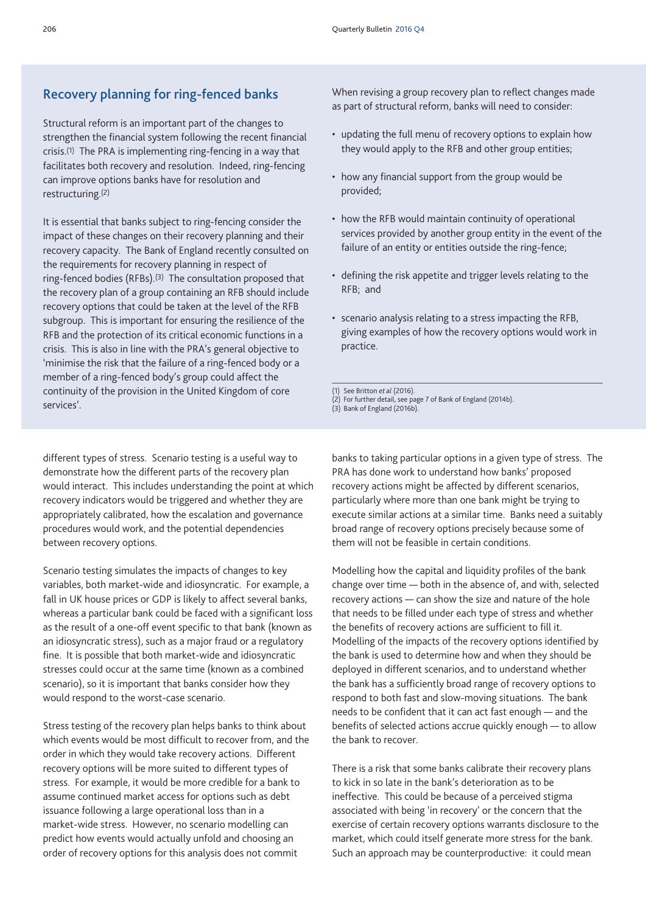## Recovery planning for ring-fenced banks

Structural reform is an important part of the changes to strengthen the financial system following the recent financial crisis.[1] The PRA is implementing ring-fencing in a way that facilitates both recovery and resolution. Indeed, ring-fencing can improve options banks have for resolution and restructuring.[2]

It is essential that banks subject to ring-fencing consider the impact of these changes on their recovery planning and their recovery capacity. The Bank of England recently consulted on the requirements for recovery planning in respect of ring-fenced bodies (RFBs).[3] The consultation proposed that the recovery plan of a group containing an RFB should include recovery options that could be taken at the level of the RFB subgroup. This is important for ensuring the resilience of the RFB and the protection of its critical economic functions in a crisis. This is also in line with the PRA's general objective to 'minimise the risk that the failure of a ring-fenced body or a member of a ring-fenced body's group could affect the continuity of the provision in the United Kingdom of core services'.

When revising a group recovery plan to reflect changes made as part of structural reform, banks will need to consider:

- updating the full menu of recovery options to explain how they would apply to the RFB and other group entities;
- how any financial support from the group would be provided;
- how the RFB would maintain continuity of operational services provided by another group entity in the event of the failure of an entity or entities outside the ring-fence;
- defining the risk appetite and trigger levels relating to the RFB; and
- scenario analysis relating to a stress impacting the RFB, giving examples of how the recovery options would work in practice.

(1) See Britton *et al* (2016).
(2) For further detail, see page 7 of Bank of England (2014b).
(3) Bank of England (2016b).

different types of stress. Scenario testing is a useful way to demonstrate how the different parts of the recovery plan would interact. This includes understanding the point at which recovery indicators would be triggered and whether they are appropriately calibrated, how the escalation and governance procedures would work, and the potential dependencies between recovery options.

Scenario testing simulates the impacts of changes to key variables, both market-wide and idiosyncratic. For example, a fall in UK house prices or GDP is likely to affect several banks, whereas a particular bank could be faced with a significant loss as the result of a one-off event specific to that bank (known as an idiosyncratic stress), such as a major fraud or a regulatory fine. It is possible that both market-wide and idiosyncratic stresses could occur at the same time (known as a combined scenario), so it is important that banks consider how they would respond to the worst-case scenario.

Stress testing of the recovery plan helps banks to think about which events would be most difficult to recover from, and the order in which they would take recovery actions. Different recovery options will be more suited to different types of stress. For example, it would be more credible for a bank to assume continued market access for options such as debt issuance following a large operational loss than in a market-wide stress. However, no scenario modelling can predict how events would actually unfold and choosing an order of recovery options for this analysis does not commit banks to taking particular options in a given type of stress. The PRA has done work to understand how banks' proposed recovery actions might be affected by different scenarios, particularly where more than one bank might be trying to execute similar actions at a similar time. Banks need a suitably broad range of recovery options precisely because some of them will not be feasible in certain conditions.

Modelling how the capital and liquidity profiles of the bank change over time — both in the absence of, and with, selected recovery actions — can show the size and nature of the hole that needs to be filled under each type of stress and whether the benefits of recovery actions are sufficient to fill it. Modelling of the impacts of the recovery options identified by the bank is used to determine how and when they should be deployed in different scenarios, and to understand whether the bank has a sufficiently broad range of recovery options to respond to both fast and slow-moving situations. The bank needs to be confident that it can act fast enough — and the benefits of selected actions accrue quickly enough — to allow the bank to recover.

There is a risk that some banks calibrate their recovery plans to kick in so late in the bank's deterioration as to be ineffective. This could be because of a perceived stigma associated with being 'in recovery' or the concern that the exercise of certain recovery options warrants disclosure to the market, which could itself generate more stress for the bank. Such an approach may be counterproductive: it could mean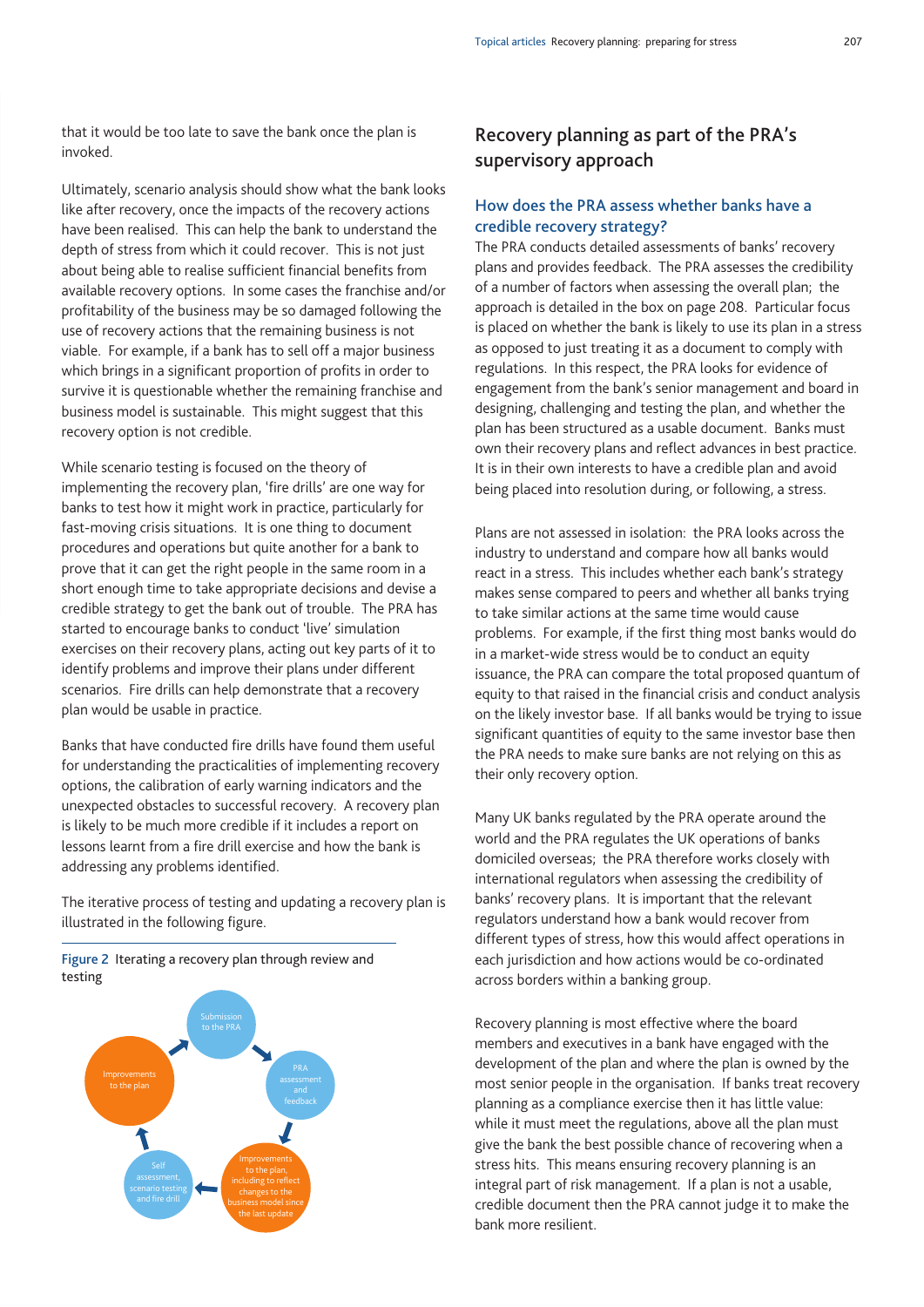that it would be too late to save the bank once the plan is invoked.

Ultimately, scenario analysis should show what the bank looks like after recovery, once the impacts of the recovery actions have been realised. This can help the bank to understand the depth of stress from which it could recover. This is not just about being able to realise sufficient financial benefits from available recovery options. In some cases the franchise and/or profitability of the business may be so damaged following the use of recovery actions that the remaining business is not viable. For example, if a bank has to sell off a major business which brings in a significant proportion of profits in order to survive it is questionable whether the remaining franchise and business model is sustainable. This might suggest that this recovery option is not credible.

While scenario testing is focused on the theory of implementing the recovery plan, 'fire drills' are one way for banks to test how it might work in practice, particularly for fast-moving crisis situations. It is one thing to document procedures and operations but quite another for a bank to prove that it can get the right people in the same room in a short enough time to take appropriate decisions and devise a credible strategy to get the bank out of trouble. The PRA has started to encourage banks to conduct 'live' simulation exercises on their recovery plans, acting out key parts of it to identify problems and improve their plans under different scenarios. Fire drills can help demonstrate that a recovery plan would be usable in practice.

Banks that have conducted fire drills have found them useful for understanding the practicalities of implementing recovery options, the calibration of early warning indicators and the unexpected obstacles to successful recovery. A recovery plan is likely to be much more credible if it includes a report on lessons learnt from a fire drill exercise and how the bank is addressing any problems identified.

The iterative process of testing and updating a recovery plan is illustrated in the following figure.

**Figure 2** Iterating a recovery plan through review and testing

Submission to the PRA → PRA assessment and feedback → Improvements to the plan, including to reflect changes to the business model since the last update → Self assessment, scenario testing and fire drill → Improvements to the plan → Submission to the PRA

## Recovery planning as part of the PRA's supervisory approach

### How does the PRA assess whether banks have a credible recovery strategy?

The PRA conducts detailed assessments of banks' recovery plans and provides feedback. The PRA assesses the credibility of a number of factors when assessing the overall plan; the approach is detailed in the box on page 208. Particular focus is placed on whether the bank is likely to use its plan in a stress as opposed to just treating it as a document to comply with regulations. In this respect, the PRA looks for evidence of engagement from the bank's senior management and board in designing, challenging and testing the plan, and whether the plan has been structured as a usable document. Banks must own their recovery plans and reflect advances in best practice. It is in their own interests to have a credible plan and avoid being placed into resolution during, or following, a stress.

Plans are not assessed in isolation: the PRA looks across the industry to understand and compare how all banks would react in a stress. This includes whether each bank's strategy makes sense compared to peers and whether all banks trying to take similar actions at the same time would cause problems. For example, if the first thing most banks would do in a market-wide stress would be to conduct an equity issuance, the PRA can compare the total proposed quantum of equity to that raised in the financial crisis and conduct analysis on the likely investor base. If all banks would be trying to issue significant quantities of equity to the same investor base then the PRA needs to make sure banks are not relying on this as their only recovery option.

Many UK banks regulated by the PRA operate around the world and the PRA regulates the UK operations of banks domiciled overseas; the PRA therefore works closely with international regulators when assessing the credibility of banks' recovery plans. It is important that the relevant regulators understand how a bank would recover from different types of stress, how this would affect operations in each jurisdiction and how actions would be co-ordinated across borders within a banking group.

Recovery planning is most effective where the board members and executives in a bank have engaged with the development of the plan and where the plan is owned by the most senior people in the organisation. If banks treat recovery planning as a compliance exercise then it has little value: while it must meet the regulations, above all the plan must give the bank the best possible chance of recovering when a stress hits. This means ensuring recovery planning is an integral part of risk management. If a plan is not a usable, credible document then the PRA cannot judge it to make the bank more resilient.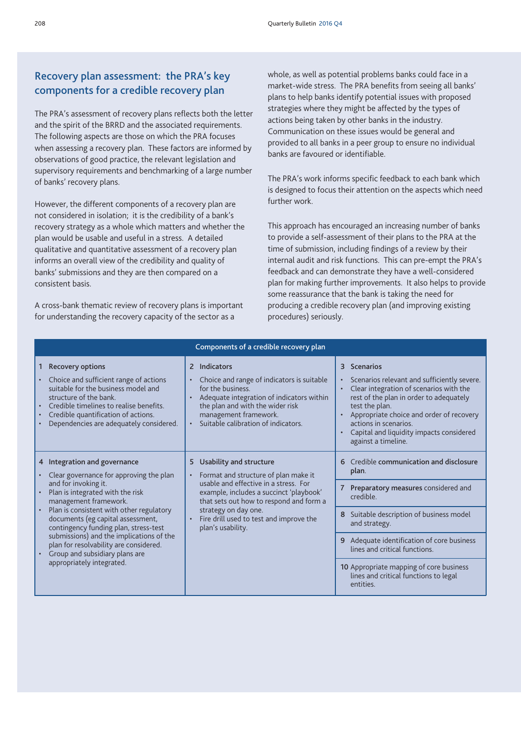## Recovery plan assessment: the PRA's key components for a credible recovery plan

The PRA's assessment of recovery plans reflects both the letter and the spirit of the BRRD and the associated requirements. The following aspects are those on which the PRA focuses when assessing a recovery plan. These factors are informed by observations of good practice, the relevant legislation and supervisory requirements and benchmarking of a large number of banks' recovery plans.

However, the different components of a recovery plan are not considered in isolation; it is the credibility of a bank's recovery strategy as a whole which matters and whether the plan would be usable and useful in a stress. A detailed qualitative and quantitative assessment of a recovery plan informs an overall view of the credibility and quality of banks' submissions and they are then compared on a consistent basis.

A cross-bank thematic review of recovery plans is important for understanding the recovery capacity of the sector as a whole, as well as potential problems banks could face in a market-wide stress. The PRA benefits from seeing all banks' plans to help banks identify potential issues with proposed strategies where they might be affected by the types of actions being taken by other banks in the industry. Communication on these issues would be general and provided to all banks in a peer group to ensure no individual banks are favoured or identifiable.

The PRA's work informs specific feedback to each bank which is designed to focus their attention on the aspects which need further work.

This approach has encouraged an increasing number of banks to provide a self-assessment of their plans to the PRA at the time of submission, including findings of a review by their internal audit and risk functions. This can pre-empt the PRA's feedback and can demonstrate they have a well-considered plan for making further improvements. It also helps to provide some reassurance that the bank is taking the need for producing a credible recovery plan (and improving existing procedures) seriously.

| Components of a credible recovery plan | | |
|---|---|---|
| **1 Recovery options**<br>• Choice and sufficient range of actions suitable for the business model and structure of the bank.<br>• Credible timelines to realise benefits.<br>• Credible quantification of actions.<br>• Dependencies are adequately considered. | **2 Indicators**<br>• Choice and range of indicators is suitable for the business.<br>• Adequate integration of indicators within the plan and with the wider risk management framework.<br>• Suitable calibration of indicators. | **3 Scenarios**<br>• Scenarios relevant and sufficiently severe.<br>• Clear integration of scenarios with the rest of the plan in order to adequately test the plan.<br>• Appropriate choice and order of recovery actions in scenarios.<br>• Capital and liquidity impacts considered against a timeline. |
| **4 Integration and governance**<br>• Clear governance for approving the plan and for invoking it.<br>• Plan is integrated with the risk management framework.<br>• Plan is consistent with other regulatory documents (eg capital assessment, contingency funding plan, stress-test submissions) and the implications of the plan for resolvability are considered.<br>• Group and subsidiary plans are appropriately integrated. | **5 Usability and structure**<br>• Format and structure of plan make it usable and effective in a stress. For example, includes a succinct 'playbook' that sets out how to respond and form a strategy on day one.<br>• Fire drill used to test and improve the plan's usability. | **6** Credible **communication and disclosure plan**.<br><br>**7 Preparatory measures** considered and credible.<br><br>**8** Suitable description of business model and strategy.<br><br>**9** Adequate identification of core business lines and critical functions.<br><br>**10** Appropriate mapping of core business lines and critical functions to legal entities. |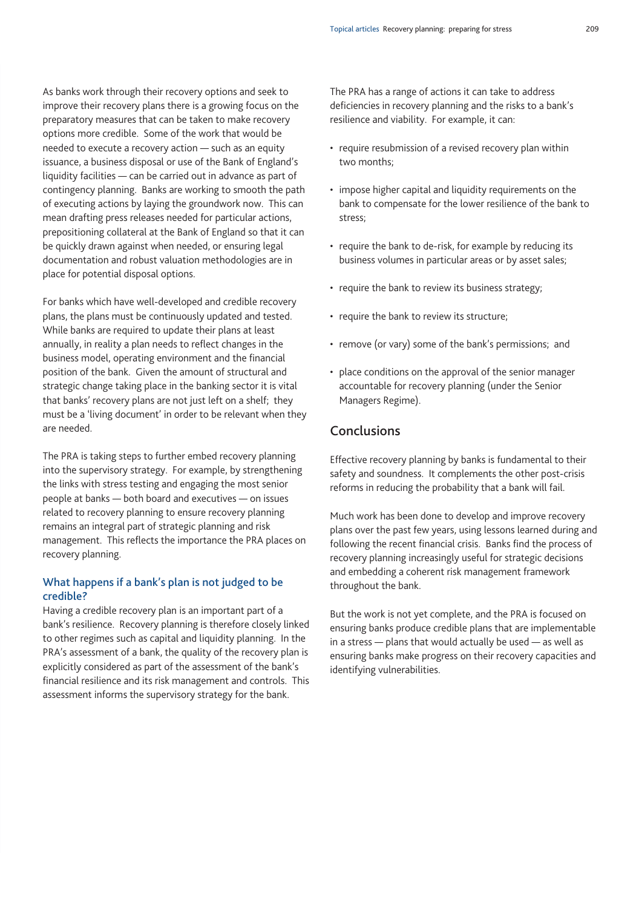As banks work through their recovery options and seek to improve their recovery plans there is a growing focus on the preparatory measures that can be taken to make recovery options more credible. Some of the work that would be needed to execute a recovery action — such as an equity issuance, a business disposal or use of the Bank of England's liquidity facilities — can be carried out in advance as part of contingency planning. Banks are working to smooth the path of executing actions by laying the groundwork now. This can mean drafting press releases needed for particular actions, prepositioning collateral at the Bank of England so that it can be quickly drawn against when needed, or ensuring legal documentation and robust valuation methodologies are in place for potential disposal options.

For banks which have well-developed and credible recovery plans, the plans must be continuously updated and tested. While banks are required to update their plans at least annually, in reality a plan needs to reflect changes in the business model, operating environment and the financial position of the bank. Given the amount of structural and strategic change taking place in the banking sector it is vital that banks' recovery plans are not just left on a shelf; they must be a 'living document' in order to be relevant when they are needed.

The PRA is taking steps to further embed recovery planning into the supervisory strategy. For example, by strengthening the links with stress testing and engaging the most senior people at banks — both board and executives — on issues related to recovery planning to ensure recovery planning remains an integral part of strategic planning and risk management. This reflects the importance the PRA places on recovery planning.

### What happens if a bank's plan is not judged to be credible?

Having a credible recovery plan is an important part of a bank's resilience. Recovery planning is therefore closely linked to other regimes such as capital and liquidity planning. In the PRA's assessment of a bank, the quality of the recovery plan is explicitly considered as part of the assessment of the bank's financial resilience and its risk management and controls. This assessment informs the supervisory strategy for the bank.

The PRA has a range of actions it can take to address deficiencies in recovery planning and the risks to a bank's resilience and viability. For example, it can:

- require resubmission of a revised recovery plan within two months;
- impose higher capital and liquidity requirements on the bank to compensate for the lower resilience of the bank to stress;
- require the bank to de-risk, for example by reducing its business volumes in particular areas or by asset sales;
- require the bank to review its business strategy;
- require the bank to review its structure;
- remove (or vary) some of the bank's permissions; and
- place conditions on the approval of the senior manager accountable for recovery planning (under the Senior Managers Regime).

## Conclusions

Effective recovery planning by banks is fundamental to their safety and soundness. It complements the other post-crisis reforms in reducing the probability that a bank will fail.

Much work has been done to develop and improve recovery plans over the past few years, using lessons learned during and following the recent financial crisis. Banks find the process of recovery planning increasingly useful for strategic decisions and embedding a coherent risk management framework throughout the bank.

But the work is not yet complete, and the PRA is focused on ensuring banks produce credible plans that are implementable in a stress — plans that would actually be used — as well as ensuring banks make progress on their recovery capacities and identifying vulnerabilities.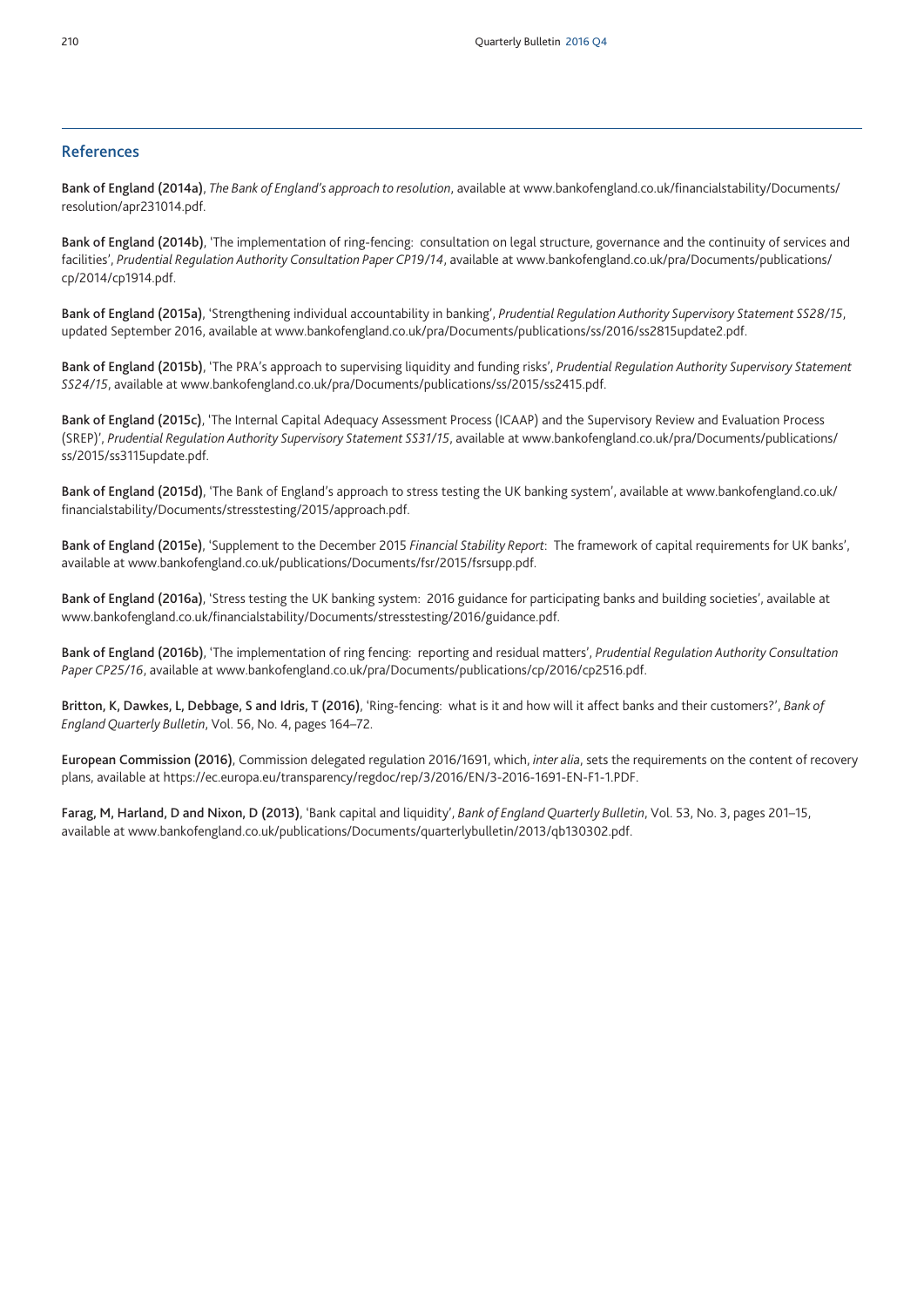## References

**Bank of England (2014a)**, *The Bank of England's approach to resolution*, available at www.bankofengland.co.uk/financialstability/Documents/resolution/apr231014.pdf.

**Bank of England (2014b)**, 'The implementation of ring-fencing: consultation on legal structure, governance and the continuity of services and facilities', *Prudential Regulation Authority Consultation Paper CP19/14*, available at www.bankofengland.co.uk/pra/Documents/publications/cp/2014/cp1914.pdf.

**Bank of England (2015a)**, 'Strengthening individual accountability in banking', *Prudential Regulation Authority Supervisory Statement SS28/15*, updated September 2016, available at www.bankofengland.co.uk/pra/Documents/publications/ss/2016/ss2815update2.pdf.

**Bank of England (2015b)**, 'The PRA's approach to supervising liquidity and funding risks', *Prudential Regulation Authority Supervisory Statement SS24/15*, available at www.bankofengland.co.uk/pra/Documents/publications/ss/2015/ss2415.pdf.

**Bank of England (2015c)**, 'The Internal Capital Adequacy Assessment Process (ICAAP) and the Supervisory Review and Evaluation Process (SREP)', *Prudential Regulation Authority Supervisory Statement SS31/15*, available at www.bankofengland.co.uk/pra/Documents/publications/ss/2015/ss3115update.pdf.

**Bank of England (2015d)**, 'The Bank of England's approach to stress testing the UK banking system', available at www.bankofengland.co.uk/financialstability/Documents/stresstesting/2015/approach.pdf.

**Bank of England (2015e)**, 'Supplement to the December 2015 *Financial Stability Report*: The framework of capital requirements for UK banks', available at www.bankofengland.co.uk/publications/Documents/fsr/2015/fsrsupp.pdf.

**Bank of England (2016a)**, 'Stress testing the UK banking system: 2016 guidance for participating banks and building societies', available at www.bankofengland.co.uk/financialstability/Documents/stresstesting/2016/guidance.pdf.

**Bank of England (2016b)**, 'The implementation of ring fencing: reporting and residual matters', *Prudential Regulation Authority Consultation Paper CP25/16*, available at www.bankofengland.co.uk/pra/Documents/publications/cp/2016/cp2516.pdf.

**Britton, K, Dawkes, L, Debbage, S and Idris, T (2016)**, 'Ring-fencing: what is it and how will it affect banks and their customers?', *Bank of England Quarterly Bulletin*, Vol. 56, No. 4, pages 164–72.

**European Commission (2016)**, Commission delegated regulation 2016/1691, which, *inter alia*, sets the requirements on the content of recovery plans, available at https://ec.europa.eu/transparency/regdoc/rep/3/2016/EN/3-2016-1691-EN-F1-1.PDF.

**Farag, M, Harland, D and Nixon, D (2013)**, 'Bank capital and liquidity', *Bank of England Quarterly Bulletin*, Vol. 53, No. 3, pages 201–15, available at www.bankofengland.co.uk/publications/Documents/quarterlybulletin/2013/qb130302.pdf.